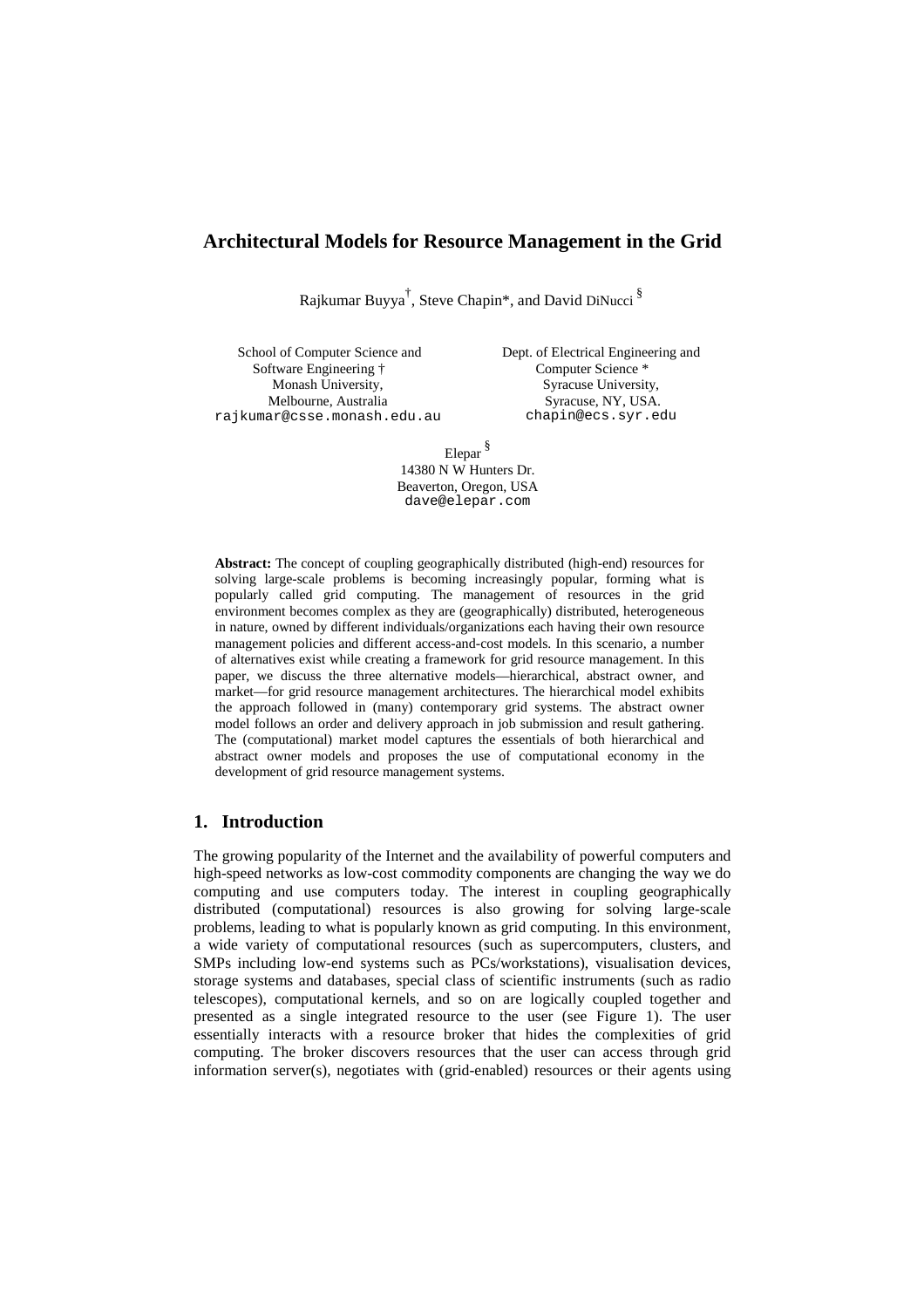# Architectural Models for Resource Management in the Grid

Rajkumar Buyya[†], Steve Chapin*, and David DiNucci [§]

School of Computer Science and Software Engineering †
Monash University,
Melbourne, Australia
rajkumar@csse.monash.edu.au

Dept. of Electrical Engineering and Computer Science *
Syracuse University,
Syracuse, NY, USA.
chapin@ecs.syr.edu

Elepar [§]
14380 N W Hunters Dr.
Beaverton, Oregon, USA
dave@elepar.com

**Abstract:** The concept of coupling geographically distributed (high-end) resources for solving large-scale problems is becoming increasingly popular, forming what is popularly called grid computing. The management of resources in the grid environment becomes complex as they are (geographically) distributed, heterogeneous in nature, owned by different individuals/organizations each having their own resource management policies and different access-and-cost models. In this scenario, a number of alternatives exist while creating a framework for grid resource management. In this paper, we discuss the three alternative models—hierarchical, abstract owner, and market—for grid resource management architectures. The hierarchical model exhibits the approach followed in (many) contemporary grid systems. The abstract owner model follows an order and delivery approach in job submission and result gathering. The (computational) market model captures the essentials of both hierarchical and abstract owner models and proposes the use of computational economy in the development of grid resource management systems.

## 1. Introduction

The growing popularity of the Internet and the availability of powerful computers and high-speed networks as low-cost commodity components are changing the way we do computing and use computers today. The interest in coupling geographically distributed (computational) resources is also growing for solving large-scale problems, leading to what is popularly known as grid computing. In this environment, a wide variety of computational resources (such as supercomputers, clusters, and SMPs including low-end systems such as PCs/workstations), visualisation devices, storage systems and databases, special class of scientific instruments (such as radio telescopes), computational kernels, and so on are logically coupled together and presented as a single integrated resource to the user (see Figure 1). The user essentially interacts with a resource broker that hides the complexities of grid computing. The broker discovers resources that the user can access through grid information server(s), negotiates with (grid-enabled) resources or their agents using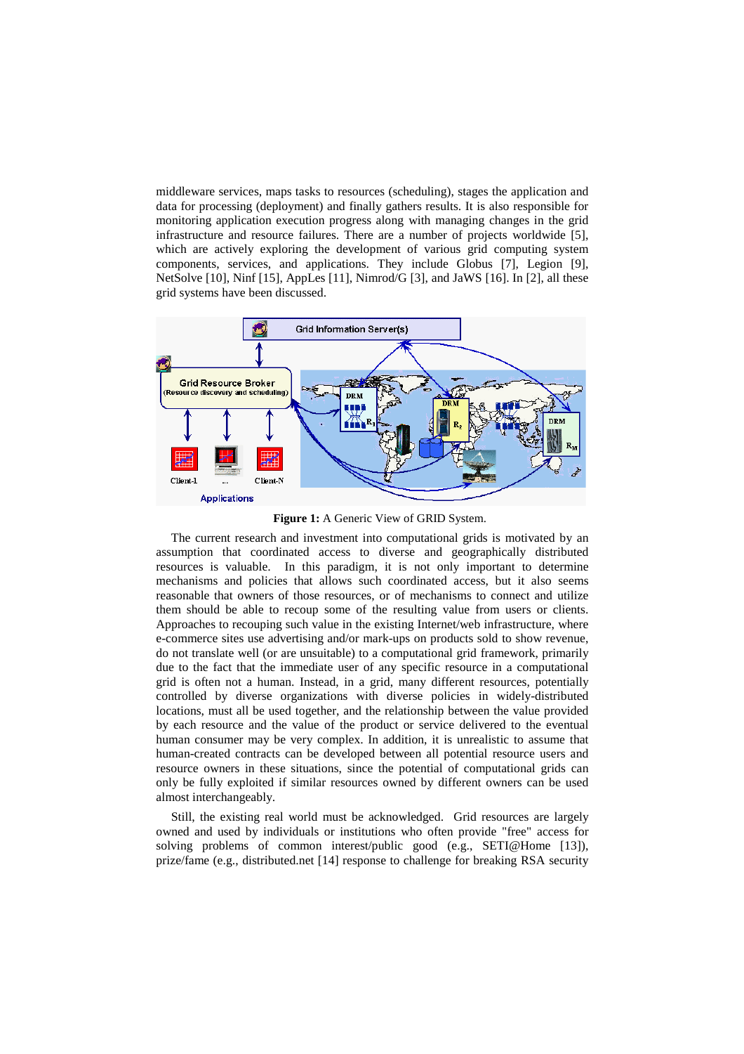middleware services, maps tasks to resources (scheduling), stages the application and data for processing (deployment) and finally gathers results. It is also responsible for monitoring application execution progress along with managing changes in the grid infrastructure and resource failures. There are a number of projects worldwide [5], which are actively exploring the development of various grid computing system components, services, and applications. They include Globus [7], Legion [9], NetSolve [10], Ninf [15], AppLes [11], Nimrod/G [3], and JaWS [16]. In [2], all these grid systems have been discussed.

Grid Information Server(s)

Grid Resource Broker
(Resource discovery and scheduling)

Client-1
...
Client-N

Applications

DRM
$R_1$

DRM
$R_2$

DRM
$R_M$

**Figure 1:** A Generic View of GRID System.

The current research and investment into computational grids is motivated by an assumption that coordinated access to diverse and geographically distributed resources is valuable. In this paradigm, it is not only important to determine mechanisms and policies that allows such coordinated access, but it also seems reasonable that owners of those resources, or of mechanisms to connect and utilize them should be able to recoup some of the resulting value from users or clients. Approaches to recouping such value in the existing Internet/web infrastructure, where e-commerce sites use advertising and/or mark-ups on products sold to show revenue, do not translate well (or are unsuitable) to a computational grid framework, primarily due to the fact that the immediate user of any specific resource in a computational grid is often not a human. Instead, in a grid, many different resources, potentially controlled by diverse organizations with diverse policies in widely-distributed locations, must all be used together, and the relationship between the value provided by each resource and the value of the product or service delivered to the eventual human consumer may be very complex. In addition, it is unrealistic to assume that human-created contracts can be developed between all potential resource users and resource owners in these situations, since the potential of computational grids can only be fully exploited if similar resources owned by different owners can be used almost interchangeably.

Still, the existing real world must be acknowledged. Grid resources are largely owned and used by individuals or institutions who often provide "free" access for solving problems of common interest/public good (e.g., SETI@Home [13]), prize/fame (e.g., distributed.net [14] response to challenge for breaking RSA security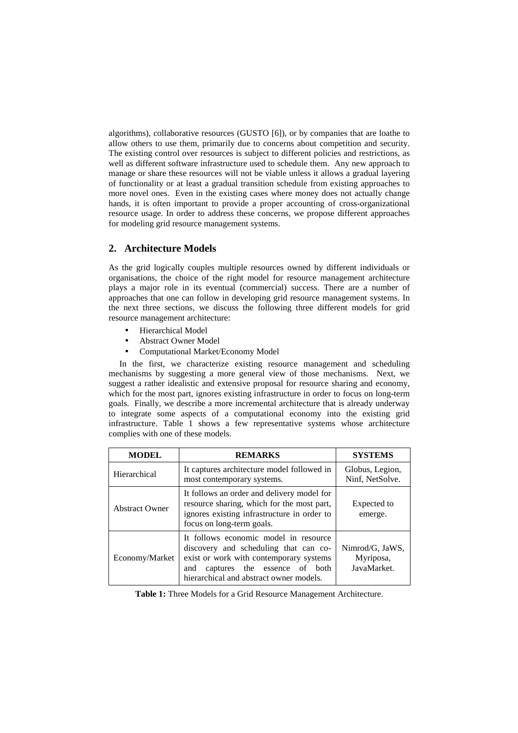algorithms), collaborative resources (GUSTO [6]), or by companies that are loathe to allow others to use them, primarily due to concerns about competition and security. The existing control over resources is subject to different policies and restrictions, as well as different software infrastructure used to schedule them. Any new approach to manage or share these resources will not be viable unless it allows a gradual layering of functionality or at least a gradual transition schedule from existing approaches to more novel ones. Even in the existing cases where money does not actually change hands, it is often important to provide a proper accounting of cross-organizational resource usage. In order to address these concerns, we propose different approaches for modeling grid resource management systems.

## 2. Architecture Models

As the grid logically couples multiple resources owned by different individuals or organisations, the choice of the right model for resource management architecture plays a major role in its eventual (commercial) success. There are a number of approaches that one can follow in developing grid resource management systems. In the next three sections, we discuss the following three different models for grid resource management architecture:

- Hierarchical Model
- Abstract Owner Model
- Computational Market/Economy Model

In the first, we characterize existing resource management and scheduling mechanisms by suggesting a more general view of those mechanisms. Next, we suggest a rather idealistic and extensive proposal for resource sharing and economy, which for the most part, ignores existing infrastructure in order to focus on long-term goals. Finally, we describe a more incremental architecture that is already underway to integrate some aspects of a computational economy into the existing grid infrastructure. Table 1 shows a few representative systems whose architecture complies with one of these models.

| MODEL | REMARKS | SYSTEMS |
|---|---|---|
| Hierarchical | It captures architecture model followed in most contemporary systems. | Globus, Legion, Ninf, NetSolve. |
| Abstract Owner | It follows an order and delivery model for resource sharing, which for the most part, ignores existing infrastructure in order to focus on long-term goals. | Expected to emerge. |
| Economy/Market | It follows economic model in resource discovery and scheduling that can co-exist or work with contemporary systems and captures the essence of both hierarchical and abstract owner models. | Nimrod/G, JaWS, Myriposa, JavaMarket. |

**Table 1:** Three Models for a Grid Resource Management Architecture.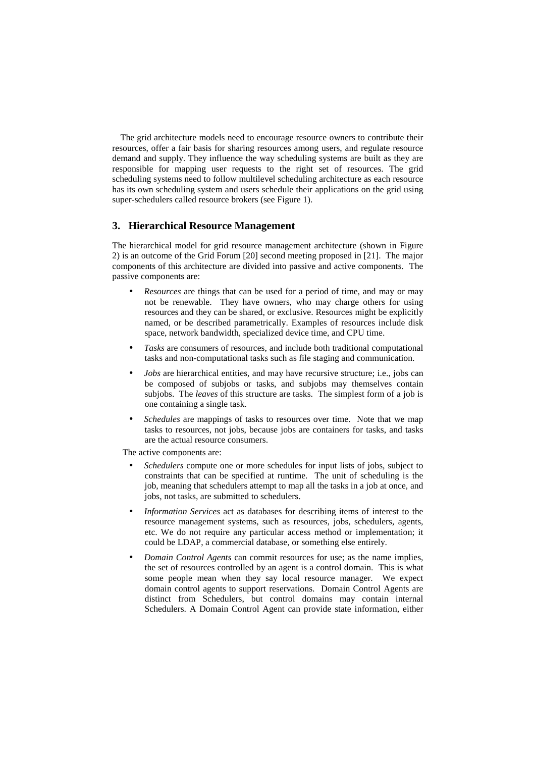The grid architecture models need to encourage resource owners to contribute their resources, offer a fair basis for sharing resources among users, and regulate resource demand and supply. They influence the way scheduling systems are built as they are responsible for mapping user requests to the right set of resources. The grid scheduling systems need to follow multilevel scheduling architecture as each resource has its own scheduling system and users schedule their applications on the grid using super-schedulers called resource brokers (see Figure 1).

## 3. Hierarchical Resource Management

The hierarchical model for grid resource management architecture (shown in Figure 2) is an outcome of the Grid Forum [20] second meeting proposed in [21]. The major components of this architecture are divided into passive and active components. The passive components are:

- *Resources* are things that can be used for a period of time, and may or may not be renewable. They have owners, who may charge others for using resources and they can be shared, or exclusive. Resources might be explicitly named, or be described parametrically. Examples of resources include disk space, network bandwidth, specialized device time, and CPU time.
- *Tasks* are consumers of resources, and include both traditional computational tasks and non-computational tasks such as file staging and communication.
- *Jobs* are hierarchical entities, and may have recursive structure; i.e., jobs can be composed of subjobs or tasks, and subjobs may themselves contain subjobs. The *leaves* of this structure are tasks. The simplest form of a job is one containing a single task.
- *Schedules* are mappings of tasks to resources over time. Note that we map tasks to resources, not jobs, because jobs are containers for tasks, and tasks are the actual resource consumers.

The active components are:

- *Schedulers* compute one or more schedules for input lists of jobs, subject to constraints that can be specified at runtime. The unit of scheduling is the job, meaning that schedulers attempt to map all the tasks in a job at once, and jobs, not tasks, are submitted to schedulers.
- *Information Services* act as databases for describing items of interest to the resource management systems, such as resources, jobs, schedulers, agents, etc. We do not require any particular access method or implementation; it could be LDAP, a commercial database, or something else entirely.
- *Domain Control Agents* can commit resources for use; as the name implies, the set of resources controlled by an agent is a control domain. This is what some people mean when they say local resource manager. We expect domain control agents to support reservations. Domain Control Agents are distinct from Schedulers, but control domains may contain internal Schedulers. A Domain Control Agent can provide state information, either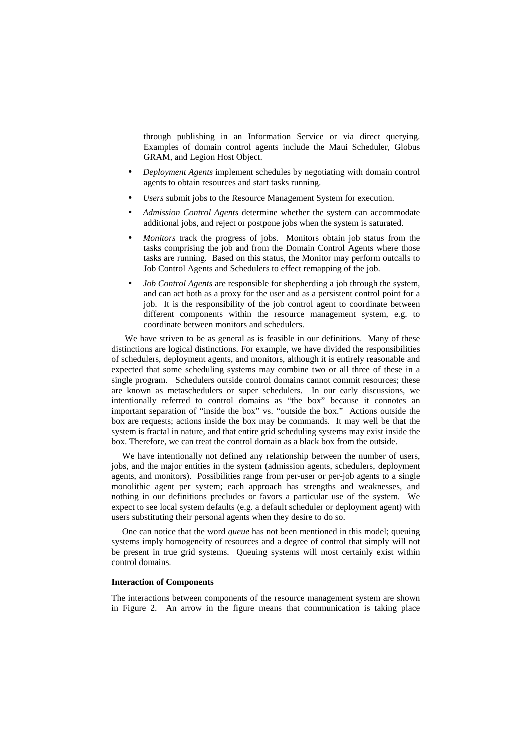through publishing in an Information Service or via direct querying. Examples of domain control agents include the Maui Scheduler, Globus GRAM, and Legion Host Object.

- *Deployment Agents* implement schedules by negotiating with domain control agents to obtain resources and start tasks running.
- *Users* submit jobs to the Resource Management System for execution.
- *Admission Control Agents* determine whether the system can accommodate additional jobs, and reject or postpone jobs when the system is saturated.
- *Monitors* track the progress of jobs. Monitors obtain job status from the tasks comprising the job and from the Domain Control Agents where those tasks are running. Based on this status, the Monitor may perform outcalls to Job Control Agents and Schedulers to effect remapping of the job.
- *Job Control Agents* are responsible for shepherding a job through the system, and can act both as a proxy for the user and as a persistent control point for a job. It is the responsibility of the job control agent to coordinate between different components within the resource management system, e.g. to coordinate between monitors and schedulers.

We have striven to be as general as is feasible in our definitions. Many of these distinctions are logical distinctions. For example, we have divided the responsibilities of schedulers, deployment agents, and monitors, although it is entirely reasonable and expected that some scheduling systems may combine two or all three of these in a single program. Schedulers outside control domains cannot commit resources; these are known as metaschedulers or super schedulers. In our early discussions, we intentionally referred to control domains as "the box" because it connotes an important separation of "inside the box" vs. "outside the box." Actions outside the box are requests; actions inside the box may be commands. It may well be that the system is fractal in nature, and that entire grid scheduling systems may exist inside the box. Therefore, we can treat the control domain as a black box from the outside.

We have intentionally not defined any relationship between the number of users, jobs, and the major entities in the system (admission agents, schedulers, deployment agents, and monitors). Possibilities range from per-user or per-job agents to a single monolithic agent per system; each approach has strengths and weaknesses, and nothing in our definitions precludes or favors a particular use of the system. We expect to see local system defaults (e.g. a default scheduler or deployment agent) with users substituting their personal agents when they desire to do so.

One can notice that the word *queue* has not been mentioned in this model; queuing systems imply homogeneity of resources and a degree of control that simply will not be present in true grid systems. Queuing systems will most certainly exist within control domains.

**Interaction of Components**

The interactions between components of the resource management system are shown in Figure 2. An arrow in the figure means that communication is taking place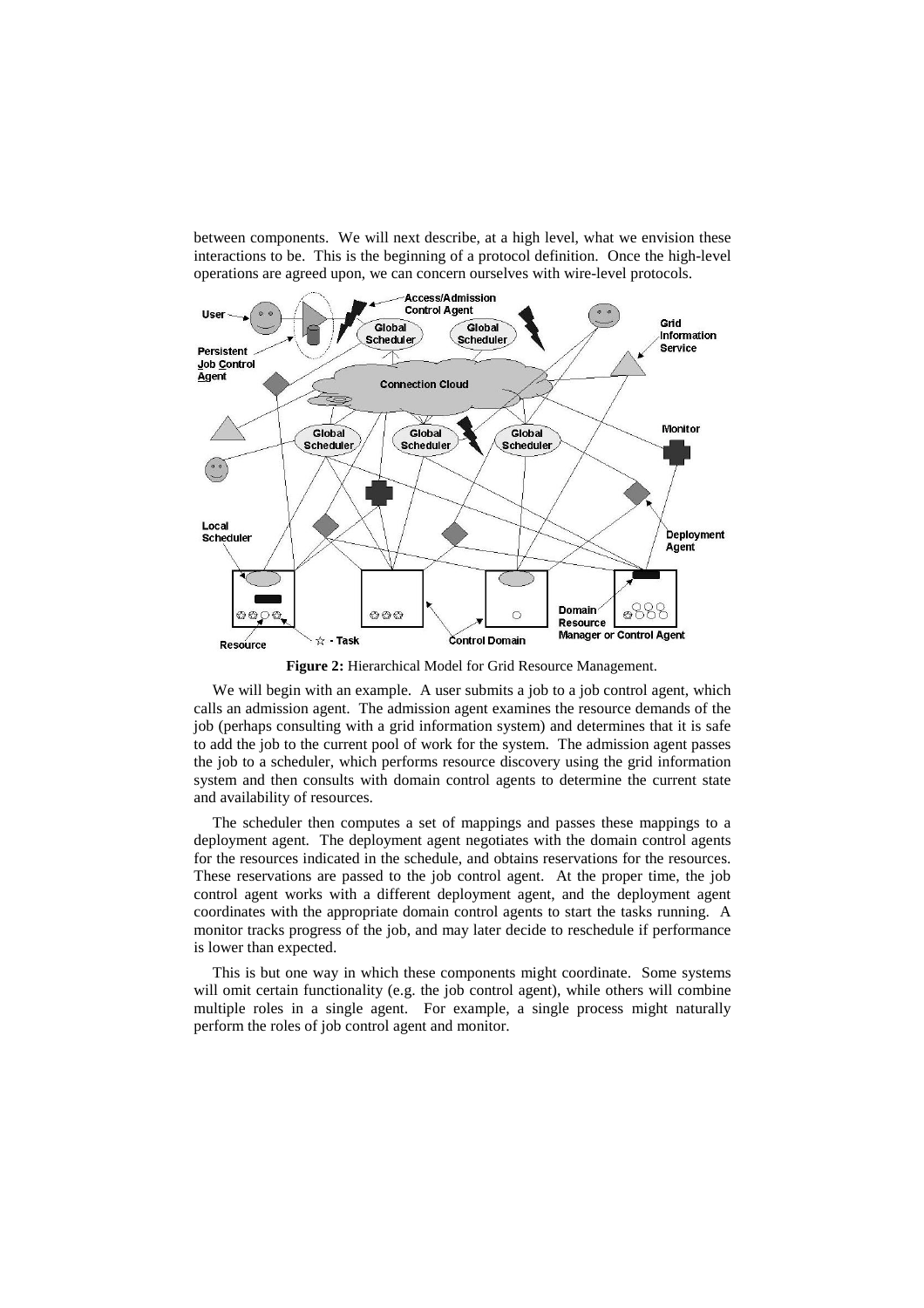between components. We will next describe, at a high level, what we envision these interactions to be. This is the beginning of a protocol definition. Once the high-level operations are agreed upon, we can concern ourselves with wire-level protocols.

User
Persistent Job Control Agent
Access/Admission Control Agent
Global Scheduler
Global Scheduler
Grid Information Service
Connection Cloud
Global Scheduler
Global Scheduler
Global Scheduler
Monitor
Local Scheduler
Deployment Agent
Domain Resource Manager or Control Agent
Resource
☆ - Task
Control Domain

**Figure 2:** Hierarchical Model for Grid Resource Management.

We will begin with an example. A user submits a job to a job control agent, which calls an admission agent. The admission agent examines the resource demands of the job (perhaps consulting with a grid information system) and determines that it is safe to add the job to the current pool of work for the system. The admission agent passes the job to a scheduler, which performs resource discovery using the grid information system and then consults with domain control agents to determine the current state and availability of resources.

The scheduler then computes a set of mappings and passes these mappings to a deployment agent. The deployment agent negotiates with the domain control agents for the resources indicated in the schedule, and obtains reservations for the resources. These reservations are passed to the job control agent. At the proper time, the job control agent works with a different deployment agent, and the deployment agent coordinates with the appropriate domain control agents to start the tasks running. A monitor tracks progress of the job, and may later decide to reschedule if performance is lower than expected.

This is but one way in which these components might coordinate. Some systems will omit certain functionality (e.g. the job control agent), while others will combine multiple roles in a single agent. For example, a single process might naturally perform the roles of job control agent and monitor.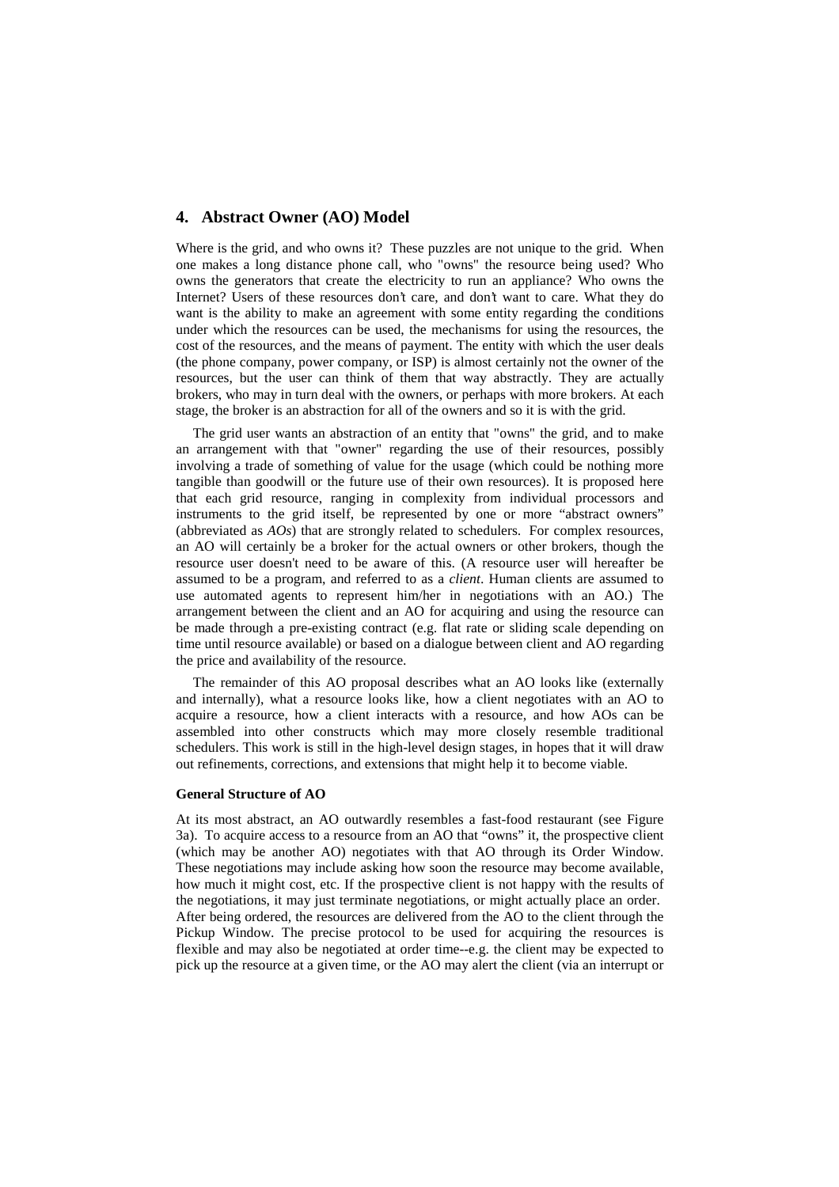## 4. Abstract Owner (AO) Model

Where is the grid, and who owns it? These puzzles are not unique to the grid. When one makes a long distance phone call, who "owns" the resource being used? Who owns the generators that create the electricity to run an appliance? Who owns the Internet? Users of these resources don't care, and don't want to care. What they do want is the ability to make an agreement with some entity regarding the conditions under which the resources can be used, the mechanisms for using the resources, the cost of the resources, and the means of payment. The entity with which the user deals (the phone company, power company, or ISP) is almost certainly not the owner of the resources, but the user can think of them that way abstractly. They are actually brokers, who may in turn deal with the owners, or perhaps with more brokers. At each stage, the broker is an abstraction for all of the owners and so it is with the grid.

The grid user wants an abstraction of an entity that "owns" the grid, and to make an arrangement with that "owner" regarding the use of their resources, possibly involving a trade of something of value for the usage (which could be nothing more tangible than goodwill or the future use of their own resources). It is proposed here that each grid resource, ranging in complexity from individual processors and instruments to the grid itself, be represented by one or more "abstract owners" (abbreviated as *AOs*) that are strongly related to schedulers. For complex resources, an AO will certainly be a broker for the actual owners or other brokers, though the resource user doesn't need to be aware of this. (A resource user will hereafter be assumed to be a program, and referred to as a *client*. Human clients are assumed to use automated agents to represent him/her in negotiations with an AO.) The arrangement between the client and an AO for acquiring and using the resource can be made through a pre-existing contract (e.g. flat rate or sliding scale depending on time until resource available) or based on a dialogue between client and AO regarding the price and availability of the resource.

The remainder of this AO proposal describes what an AO looks like (externally and internally), what a resource looks like, how a client negotiates with an AO to acquire a resource, how a client interacts with a resource, and how AOs can be assembled into other constructs which may more closely resemble traditional schedulers. This work is still in the high-level design stages, in hopes that it will draw out refinements, corrections, and extensions that might help it to become viable.

#### General Structure of AO

At its most abstract, an AO outwardly resembles a fast-food restaurant (see Figure 3a). To acquire access to a resource from an AO that "owns" it, the prospective client (which may be another AO) negotiates with that AO through its Order Window. These negotiations may include asking how soon the resource may become available, how much it might cost, etc. If the prospective client is not happy with the results of the negotiations, it may just terminate negotiations, or might actually place an order. After being ordered, the resources are delivered from the AO to the client through the Pickup Window. The precise protocol to be used for acquiring the resources is flexible and may also be negotiated at order time--e.g. the client may be expected to pick up the resource at a given time, or the AO may alert the client (via an interrupt or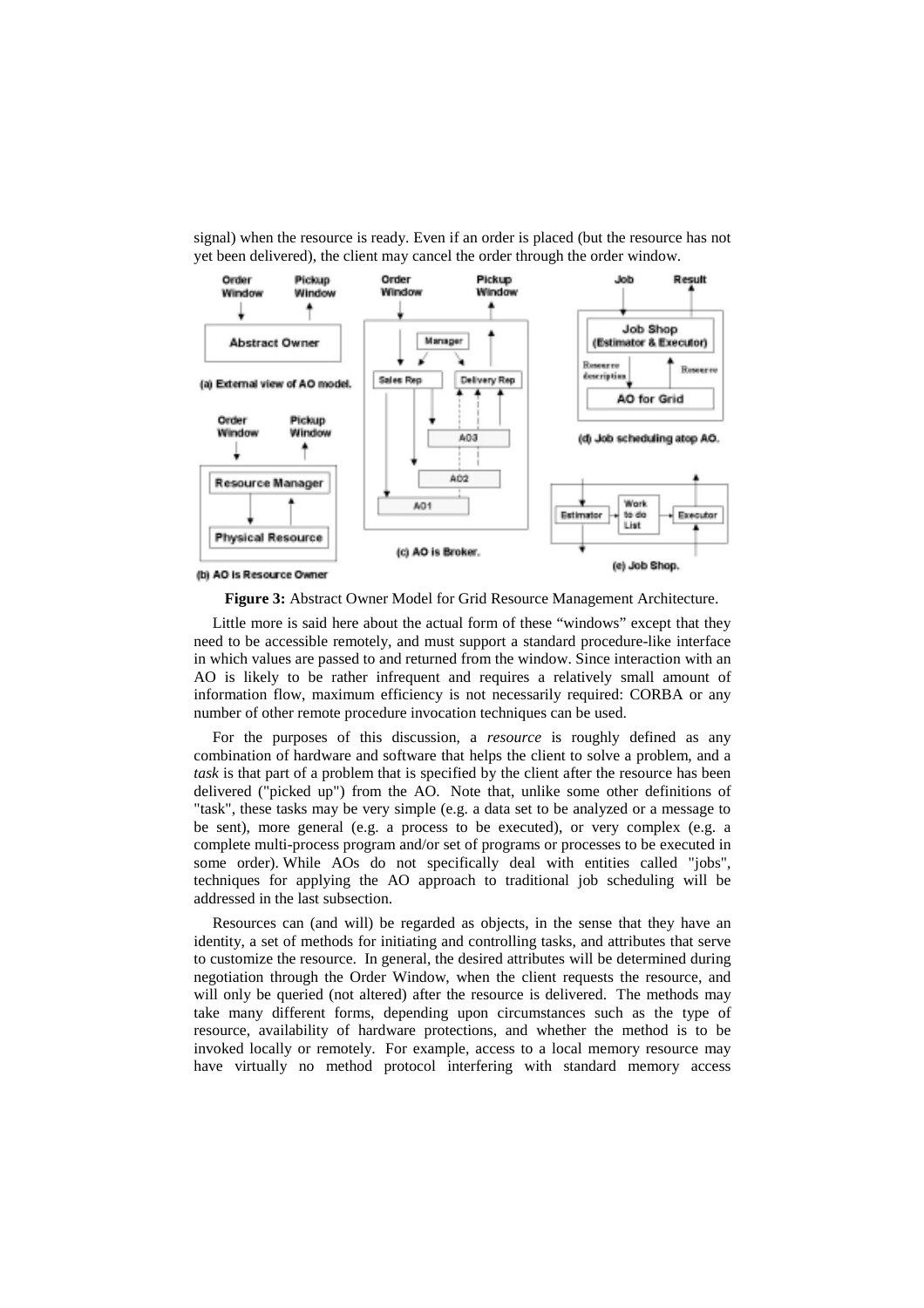signal) when the resource is ready. Even if an order is placed (but the resource has not yet been delivered), the client may cancel the order through the order window.

Order Window
Pickup Window
Abstract Owner
(a) External view of AO model.

Order Window
Pickup Window
Resource Manager
Physical Resource
(b) AO is Resource Owner

Order Window
Pickup Window
Manager
Sales Rep
Delivery Rep
AO3
AO2
AO1
(c) AO is Broker.

Job
Result
Job Shop (Estimator & Executor)
Resource description
Resource
AO for Grid
(d) Job scheduling atop AO.

Estimator
Work to do List
Executor
(e) Job Shop.

**Figure 3:** Abstract Owner Model for Grid Resource Management Architecture.

Little more is said here about the actual form of these "windows" except that they need to be accessible remotely, and must support a standard procedure-like interface in which values are passed to and returned from the window. Since interaction with an AO is likely to be rather infrequent and requires a relatively small amount of information flow, maximum efficiency is not necessarily required: CORBA or any number of other remote procedure invocation techniques can be used.

For the purposes of this discussion, a *resource* is roughly defined as any combination of hardware and software that helps the client to solve a problem, and a *task* is that part of a problem that is specified by the client after the resource has been delivered ("picked up") from the AO. Note that, unlike some other definitions of "task", these tasks may be very simple (e.g. a data set to be analyzed or a message to be sent), more general (e.g. a process to be executed), or very complex (e.g. a complete multi-process program and/or set of programs or processes to be executed in some order). While AOs do not specifically deal with entities called "jobs", techniques for applying the AO approach to traditional job scheduling will be addressed in the last subsection.

Resources can (and will) be regarded as objects, in the sense that they have an identity, a set of methods for initiating and controlling tasks, and attributes that serve to customize the resource. In general, the desired attributes will be determined during negotiation through the Order Window, when the client requests the resource, and will only be queried (not altered) after the resource is delivered. The methods may take many different forms, depending upon circumstances such as the type of resource, availability of hardware protections, and whether the method is to be invoked locally or remotely. For example, access to a local memory resource may have virtually no method protocol interfering with standard memory access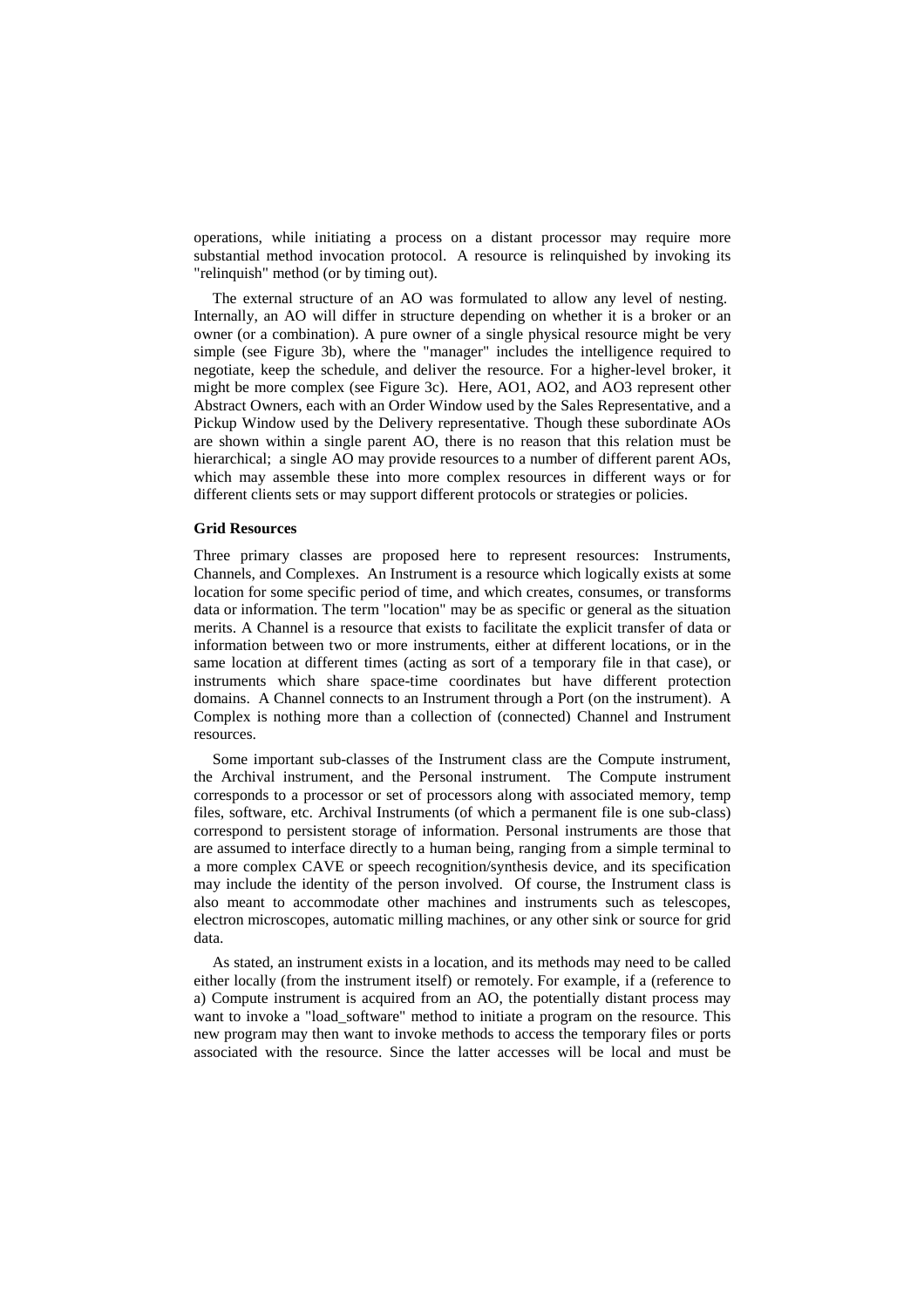operations, while initiating a process on a distant processor may require more substantial method invocation protocol. A resource is relinquished by invoking its "relinquish" method (or by timing out).

The external structure of an AO was formulated to allow any level of nesting. Internally, an AO will differ in structure depending on whether it is a broker or an owner (or a combination). A pure owner of a single physical resource might be very simple (see Figure 3b), where the "manager" includes the intelligence required to negotiate, keep the schedule, and deliver the resource. For a higher-level broker, it might be more complex (see Figure 3c). Here, AO1, AO2, and AO3 represent other Abstract Owners, each with an Order Window used by the Sales Representative, and a Pickup Window used by the Delivery representative. Though these subordinate AOs are shown within a single parent AO, there is no reason that this relation must be hierarchical; a single AO may provide resources to a number of different parent AOs, which may assemble these into more complex resources in different ways or for different clients sets or may support different protocols or strategies or policies.

### Grid Resources

Three primary classes are proposed here to represent resources: Instruments, Channels, and Complexes. An Instrument is a resource which logically exists at some location for some specific period of time, and which creates, consumes, or transforms data or information. The term "location" may be as specific or general as the situation merits. A Channel is a resource that exists to facilitate the explicit transfer of data or information between two or more instruments, either at different locations, or in the same location at different times (acting as sort of a temporary file in that case), or instruments which share space-time coordinates but have different protection domains. A Channel connects to an Instrument through a Port (on the instrument). A Complex is nothing more than a collection of (connected) Channel and Instrument resources.

Some important sub-classes of the Instrument class are the Compute instrument, the Archival instrument, and the Personal instrument. The Compute instrument corresponds to a processor or set of processors along with associated memory, temp files, software, etc. Archival Instruments (of which a permanent file is one sub-class) correspond to persistent storage of information. Personal instruments are those that are assumed to interface directly to a human being, ranging from a simple terminal to a more complex CAVE or speech recognition/synthesis device, and its specification may include the identity of the person involved. Of course, the Instrument class is also meant to accommodate other machines and instruments such as telescopes, electron microscopes, automatic milling machines, or any other sink or source for grid data.

As stated, an instrument exists in a location, and its methods may need to be called either locally (from the instrument itself) or remotely. For example, if a (reference to a) Compute instrument is acquired from an AO, the potentially distant process may want to invoke a "load_software" method to initiate a program on the resource. This new program may then want to invoke methods to access the temporary files or ports associated with the resource. Since the latter accesses will be local and must be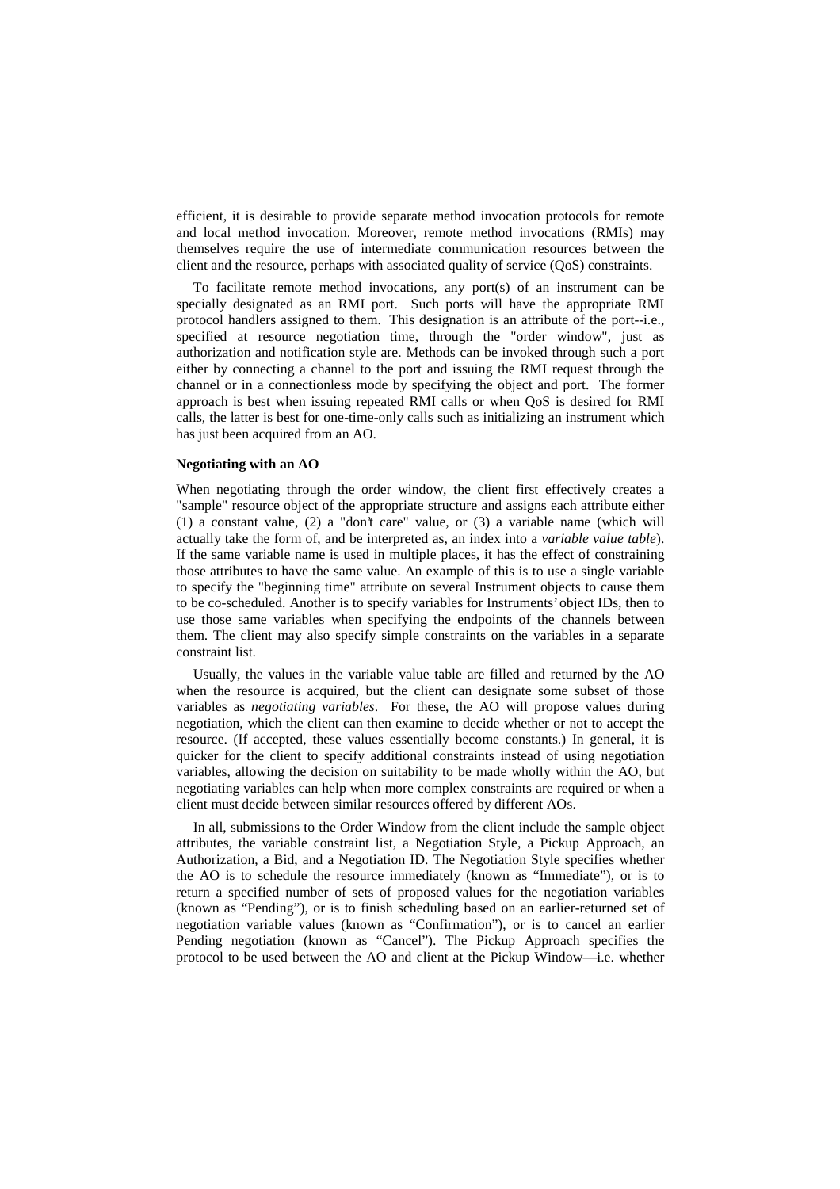efficient, it is desirable to provide separate method invocation protocols for remote and local method invocation. Moreover, remote method invocations (RMIs) may themselves require the use of intermediate communication resources between the client and the resource, perhaps with associated quality of service (QoS) constraints.

To facilitate remote method invocations, any port(s) of an instrument can be specially designated as an RMI port. Such ports will have the appropriate RMI protocol handlers assigned to them. This designation is an attribute of the port--i.e., specified at resource negotiation time, through the "order window", just as authorization and notification style are. Methods can be invoked through such a port either by connecting a channel to the port and issuing the RMI request through the channel or in a connectionless mode by specifying the object and port. The former approach is best when issuing repeated RMI calls or when QoS is desired for RMI calls, the latter is best for one-time-only calls such as initializing an instrument which has just been acquired from an AO.

**Negotiating with an AO**

When negotiating through the order window, the client first effectively creates a "sample" resource object of the appropriate structure and assigns each attribute either (1) a constant value, (2) a "don't care" value, or (3) a variable name (which will actually take the form of, and be interpreted as, an index into a *variable value table*). If the same variable name is used in multiple places, it has the effect of constraining those attributes to have the same value. An example of this is to use a single variable to specify the "beginning time" attribute on several Instrument objects to cause them to be co-scheduled. Another is to specify variables for Instruments' object IDs, then to use those same variables when specifying the endpoints of the channels between them. The client may also specify simple constraints on the variables in a separate constraint list.

Usually, the values in the variable value table are filled and returned by the AO when the resource is acquired, but the client can designate some subset of those variables as *negotiating variables*. For these, the AO will propose values during negotiation, which the client can then examine to decide whether or not to accept the resource. (If accepted, these values essentially become constants.) In general, it is quicker for the client to specify additional constraints instead of using negotiation variables, allowing the decision on suitability to be made wholly within the AO, but negotiating variables can help when more complex constraints are required or when a client must decide between similar resources offered by different AOs.

In all, submissions to the Order Window from the client include the sample object attributes, the variable constraint list, a Negotiation Style, a Pickup Approach, an Authorization, a Bid, and a Negotiation ID. The Negotiation Style specifies whether the AO is to schedule the resource immediately (known as "Immediate"), or is to return a specified number of sets of proposed values for the negotiation variables (known as "Pending"), or is to finish scheduling based on an earlier-returned set of negotiation variable values (known as "Confirmation"), or is to cancel an earlier Pending negotiation (known as "Cancel"). The Pickup Approach specifies the protocol to be used between the AO and client at the Pickup Window—i.e. whether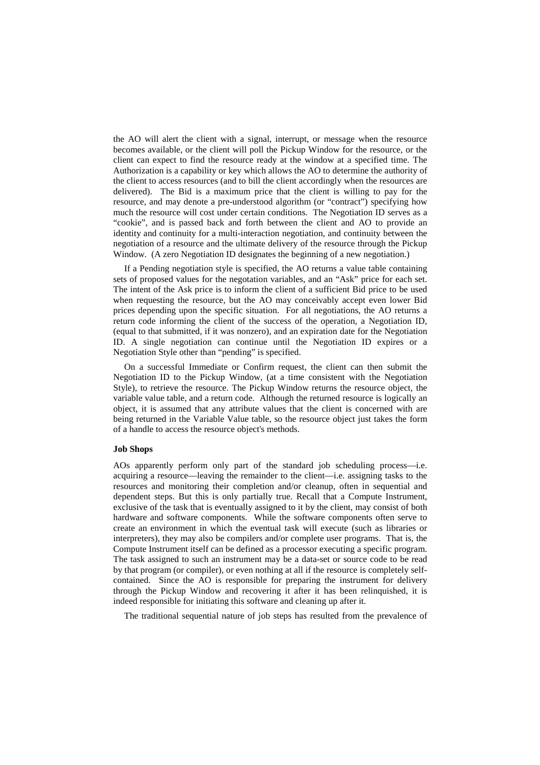the AO will alert the client with a signal, interrupt, or message when the resource becomes available, or the client will poll the Pickup Window for the resource, or the client can expect to find the resource ready at the window at a specified time. The Authorization is a capability or key which allows the AO to determine the authority of the client to access resources (and to bill the client accordingly when the resources are delivered). The Bid is a maximum price that the client is willing to pay for the resource, and may denote a pre-understood algorithm (or "contract") specifying how much the resource will cost under certain conditions. The Negotiation ID serves as a "cookie", and is passed back and forth between the client and AO to provide an identity and continuity for a multi-interaction negotiation, and continuity between the negotiation of a resource and the ultimate delivery of the resource through the Pickup Window. (A zero Negotiation ID designates the beginning of a new negotiation.)

If a Pending negotiation style is specified, the AO returns a value table containing sets of proposed values for the negotation variables, and an "Ask" price for each set. The intent of the Ask price is to inform the client of a sufficient Bid price to be used when requesting the resource, but the AO may conceivably accept even lower Bid prices depending upon the specific situation. For all negotiations, the AO returns a return code informing the client of the success of the operation, a Negotiation ID, (equal to that submitted, if it was nonzero), and an expiration date for the Negotiation ID. A single negotiation can continue until the Negotiation ID expires or a Negotiation Style other than "pending" is specified.

On a successful Immediate or Confirm request, the client can then submit the Negotiation ID to the Pickup Window, (at a time consistent with the Negotiation Style), to retrieve the resource. The Pickup Window returns the resource object, the variable value table, and a return code. Although the returned resource is logically an object, it is assumed that any attribute values that the client is concerned with are being returned in the Variable Value table, so the resource object just takes the form of a handle to access the resource object's methods.

**Job Shops**

AOs apparently perform only part of the standard job scheduling process—i.e. acquiring a resource—leaving the remainder to the client—i.e. assigning tasks to the resources and monitoring their completion and/or cleanup, often in sequential and dependent steps. But this is only partially true. Recall that a Compute Instrument, exclusive of the task that is eventually assigned to it by the client, may consist of both hardware and software components. While the software components often serve to create an environment in which the eventual task will execute (such as libraries or interpreters), they may also be compilers and/or complete user programs. That is, the Compute Instrument itself can be defined as a processor executing a specific program. The task assigned to such an instrument may be a data-set or source code to be read by that program (or compiler), or even nothing at all if the resource is completely self-contained. Since the AO is responsible for preparing the instrument for delivery through the Pickup Window and recovering it after it has been relinquished, it is indeed responsible for initiating this software and cleaning up after it.

The traditional sequential nature of job steps has resulted from the prevalence of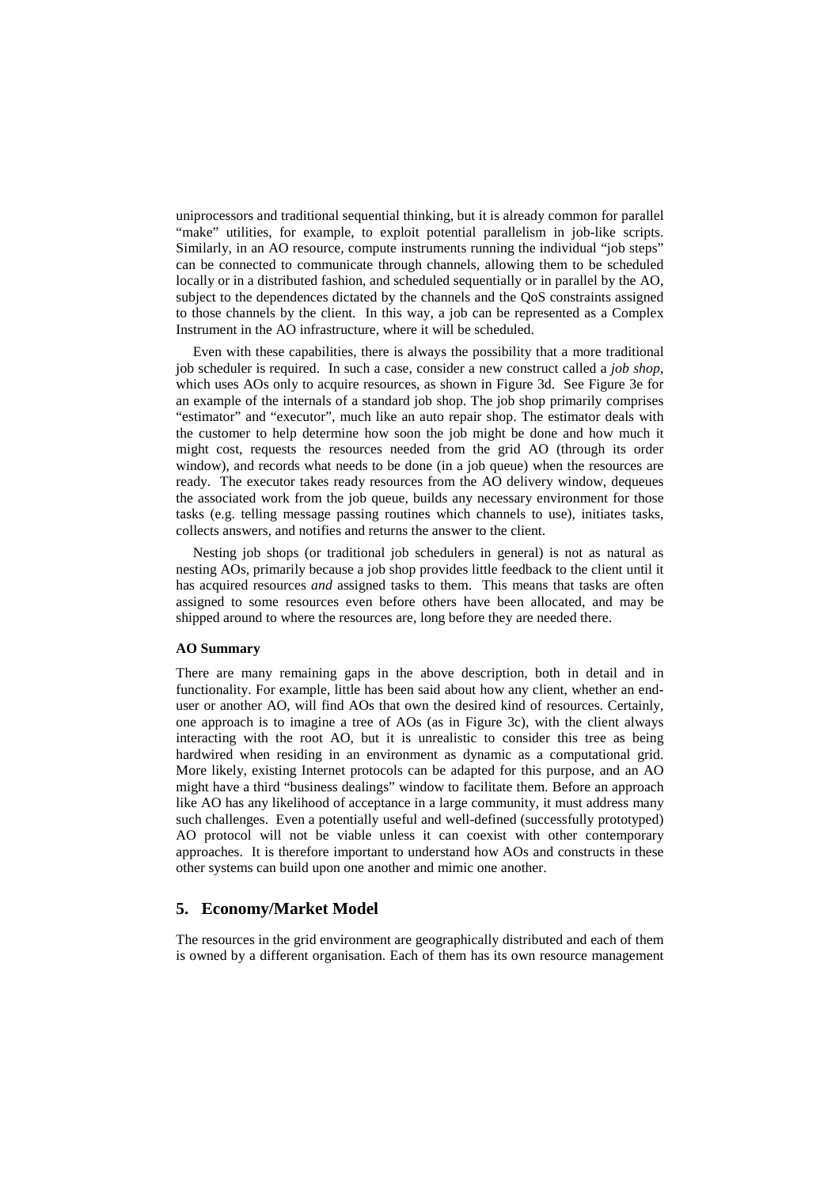uniprocessors and traditional sequential thinking, but it is already common for parallel "make" utilities, for example, to exploit potential parallelism in job-like scripts. Similarly, in an AO resource, compute instruments running the individual "job steps" can be connected to communicate through channels, allowing them to be scheduled locally or in a distributed fashion, and scheduled sequentially or in parallel by the AO, subject to the dependences dictated by the channels and the QoS constraints assigned to those channels by the client. In this way, a job can be represented as a Complex Instrument in the AO infrastructure, where it will be scheduled.

Even with these capabilities, there is always the possibility that a more traditional job scheduler is required. In such a case, consider a new construct called a *job shop*, which uses AOs only to acquire resources, as shown in Figure 3d. See Figure 3e for an example of the internals of a standard job shop. The job shop primarily comprises "estimator" and "executor", much like an auto repair shop. The estimator deals with the customer to help determine how soon the job might be done and how much it might cost, requests the resources needed from the grid AO (through its order window), and records what needs to be done (in a job queue) when the resources are ready. The executor takes ready resources from the AO delivery window, dequeues the associated work from the job queue, builds any necessary environment for those tasks (e.g. telling message passing routines which channels to use), initiates tasks, collects answers, and notifies and returns the answer to the client.

Nesting job shops (or traditional job schedulers in general) is not as natural as nesting AOs, primarily because a job shop provides little feedback to the client until it has acquired resources *and* assigned tasks to them. This means that tasks are often assigned to some resources even before others have been allocated, and may be shipped around to where the resources are, long before they are needed there.

**AO Summary**

There are many remaining gaps in the above description, both in detail and in functionality. For example, little has been said about how any client, whether an end-user or another AO, will find AOs that own the desired kind of resources. Certainly, one approach is to imagine a tree of AOs (as in Figure 3c), with the client always interacting with the root AO, but it is unrealistic to consider this tree as being hardwired when residing in an environment as dynamic as a computational grid. More likely, existing Internet protocols can be adapted for this purpose, and an AO might have a third "business dealings" window to facilitate them. Before an approach like AO has any likelihood of acceptance in a large community, it must address many such challenges. Even a potentially useful and well-defined (successfully prototyped) AO protocol will not be viable unless it can coexist with other contemporary approaches. It is therefore important to understand how AOs and constructs in these other systems can build upon one another and mimic one another.

## 5. Economy/Market Model

The resources in the grid environment are geographically distributed and each of them is owned by a different organisation. Each of them has its own resource management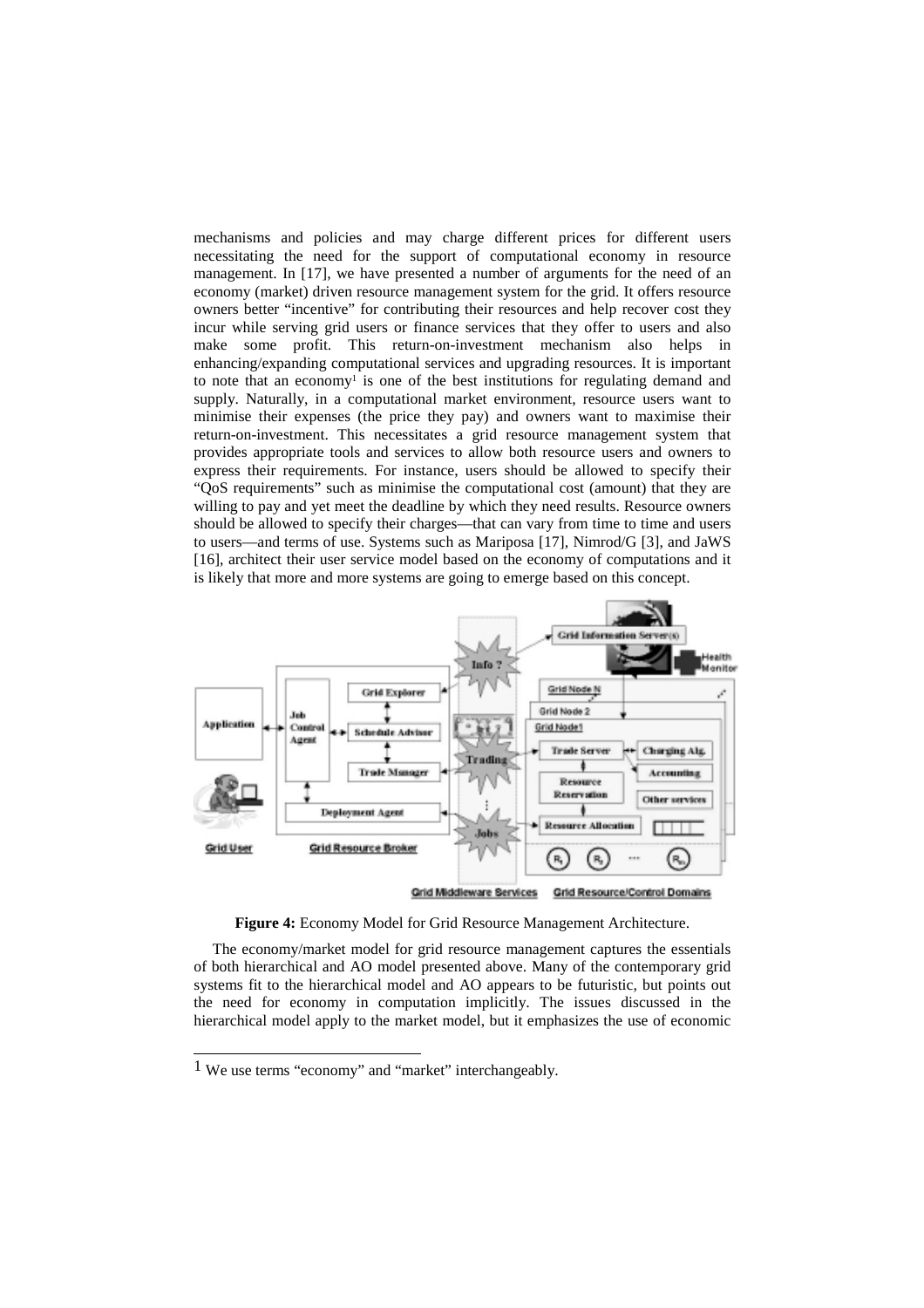mechanisms and policies and may charge different prices for different users necessitating the need for the support of computational economy in resource management. In [17], we have presented a number of arguments for the need of an economy (market) driven resource management system for the grid. It offers resource owners better "incentive" for contributing their resources and help recover cost they incur while serving grid users or finance services that they offer to users and also make some profit. This return-on-investment mechanism also helps in enhancing/expanding computational services and upgrading resources. It is important to note that an economy[1] is one of the best institutions for regulating demand and supply. Naturally, in a computational market environment, resource users want to minimise their expenses (the price they pay) and owners want to maximise their return-on-investment. This necessitates a grid resource management system that provides appropriate tools and services to allow both resource users and owners to express their requirements. For instance, users should be allowed to specify their "QoS requirements" such as minimise the computational cost (amount) that they are willing to pay and yet meet the deadline by which they need results. Resource owners should be allowed to specify their charges—that can vary from time to time and users to users—and terms of use. Systems such as Mariposa [17], Nimrod/G [3], and JaWS [16], architect their user service model based on the economy of computations and it is likely that more and more systems are going to emerge based on this concept.

Grid Information Server(s)
Health Monitor
Info ?
Grid Explorer
Application
Job Control Agent
Schedule Advisor
Trade Manager
Deployment Agent
Trading
Jobs
Grid Node N
Grid Node 2
Grid Node1
Trade Server
Charging Alg.
Accounting
Resource Reservation
Other services
Resource Allocation
$R_1$ $R_2$ ... $R_n$
Grid User
Grid Resource Broker
Grid Middleware Services
Grid Resource/Control Domains

**Figure 4:** Economy Model for Grid Resource Management Architecture.

The economy/market model for grid resource management captures the essentials of both hierarchical and AO model presented above. Many of the contemporary grid systems fit to the hierarchical model and AO appears to be futuristic, but points out the need for economy in computation implicitly. The issues discussed in the hierarchical model apply to the market model, but it emphasizes the use of economic

[1] We use terms "economy" and "market" interchangeably.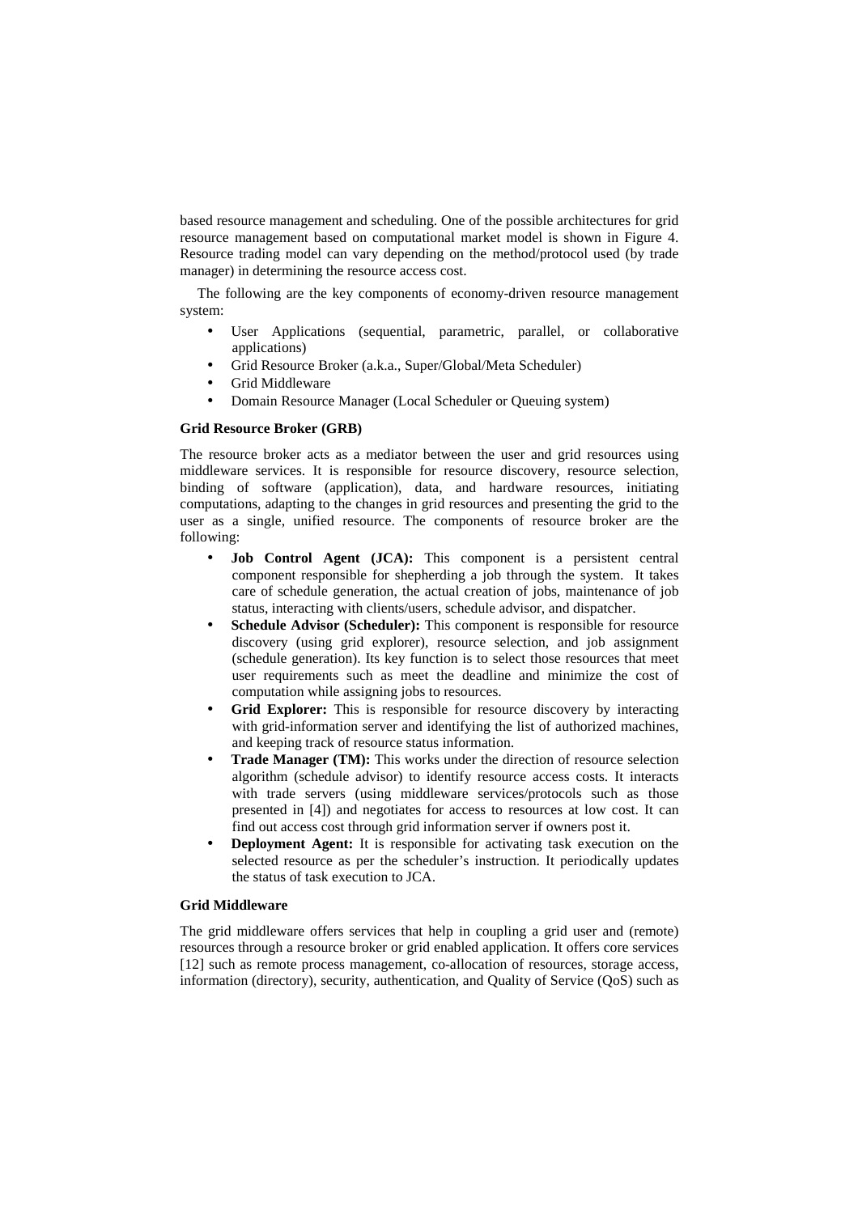based resource management and scheduling. One of the possible architectures for grid resource management based on computational market model is shown in Figure 4. Resource trading model can vary depending on the method/protocol used (by trade manager) in determining the resource access cost.

The following are the key components of economy-driven resource management system:

- User Applications (sequential, parametric, parallel, or collaborative applications)
- Grid Resource Broker (a.k.a., Super/Global/Meta Scheduler)
- Grid Middleware
- Domain Resource Manager (Local Scheduler or Queuing system)

**Grid Resource Broker (GRB)**

The resource broker acts as a mediator between the user and grid resources using middleware services. It is responsible for resource discovery, resource selection, binding of software (application), data, and hardware resources, initiating computations, adapting to the changes in grid resources and presenting the grid to the user as a single, unified resource. The components of resource broker are the following:

- **Job Control Agent (JCA):** This component is a persistent central component responsible for shepherding a job through the system. It takes care of schedule generation, the actual creation of jobs, maintenance of job status, interacting with clients/users, schedule advisor, and dispatcher.
- **Schedule Advisor (Scheduler):** This component is responsible for resource discovery (using grid explorer), resource selection, and job assignment (schedule generation). Its key function is to select those resources that meet user requirements such as meet the deadline and minimize the cost of computation while assigning jobs to resources.
- **Grid Explorer:** This is responsible for resource discovery by interacting with grid-information server and identifying the list of authorized machines, and keeping track of resource status information.
- **Trade Manager (TM):** This works under the direction of resource selection algorithm (schedule advisor) to identify resource access costs. It interacts with trade servers (using middleware services/protocols such as those presented in [4]) and negotiates for access to resources at low cost. It can find out access cost through grid information server if owners post it.
- **Deployment Agent:** It is responsible for activating task execution on the selected resource as per the scheduler's instruction. It periodically updates the status of task execution to JCA.

**Grid Middleware**

The grid middleware offers services that help in coupling a grid user and (remote) resources through a resource broker or grid enabled application. It offers core services [12] such as remote process management, co-allocation of resources, storage access, information (directory), security, authentication, and Quality of Service (QoS) such as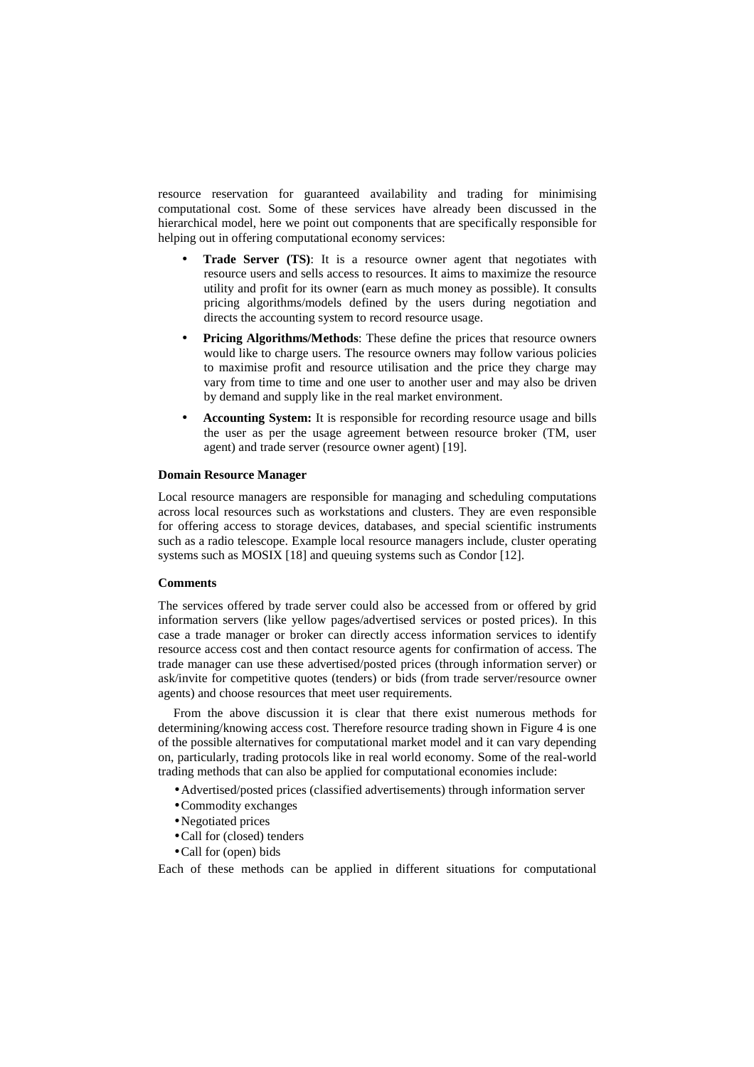resource reservation for guaranteed availability and trading for minimising computational cost. Some of these services have already been discussed in the hierarchical model, here we point out components that are specifically responsible for helping out in offering computational economy services:

- **Trade Server (TS)**: It is a resource owner agent that negotiates with resource users and sells access to resources. It aims to maximize the resource utility and profit for its owner (earn as much money as possible). It consults pricing algorithms/models defined by the users during negotiation and directs the accounting system to record resource usage.
- **Pricing Algorithms/Methods**: These define the prices that resource owners would like to charge users. The resource owners may follow various policies to maximise profit and resource utilisation and the price they charge may vary from time to time and one user to another user and may also be driven by demand and supply like in the real market environment.
- **Accounting System:** It is responsible for recording resource usage and bills the user as per the usage agreement between resource broker (TM, user agent) and trade server (resource owner agent) [19].

**Domain Resource Manager**

Local resource managers are responsible for managing and scheduling computations across local resources such as workstations and clusters. They are even responsible for offering access to storage devices, databases, and special scientific instruments such as a radio telescope. Example local resource managers include, cluster operating systems such as MOSIX [18] and queuing systems such as Condor [12].

**Comments**

The services offered by trade server could also be accessed from or offered by grid information servers (like yellow pages/advertised services or posted prices). In this case a trade manager or broker can directly access information services to identify resource access cost and then contact resource agents for confirmation of access. The trade manager can use these advertised/posted prices (through information server) or ask/invite for competitive quotes (tenders) or bids (from trade server/resource owner agents) and choose resources that meet user requirements.

From the above discussion it is clear that there exist numerous methods for determining/knowing access cost. Therefore resource trading shown in Figure 4 is one of the possible alternatives for computational market model and it can vary depending on, particularly, trading protocols like in real world economy. Some of the real-world trading methods that can also be applied for computational economies include:

- Advertised/posted prices (classified advertisements) through information server
- Commodity exchanges
- Negotiated prices
- Call for (closed) tenders
- Call for (open) bids

Each of these methods can be applied in different situations for computational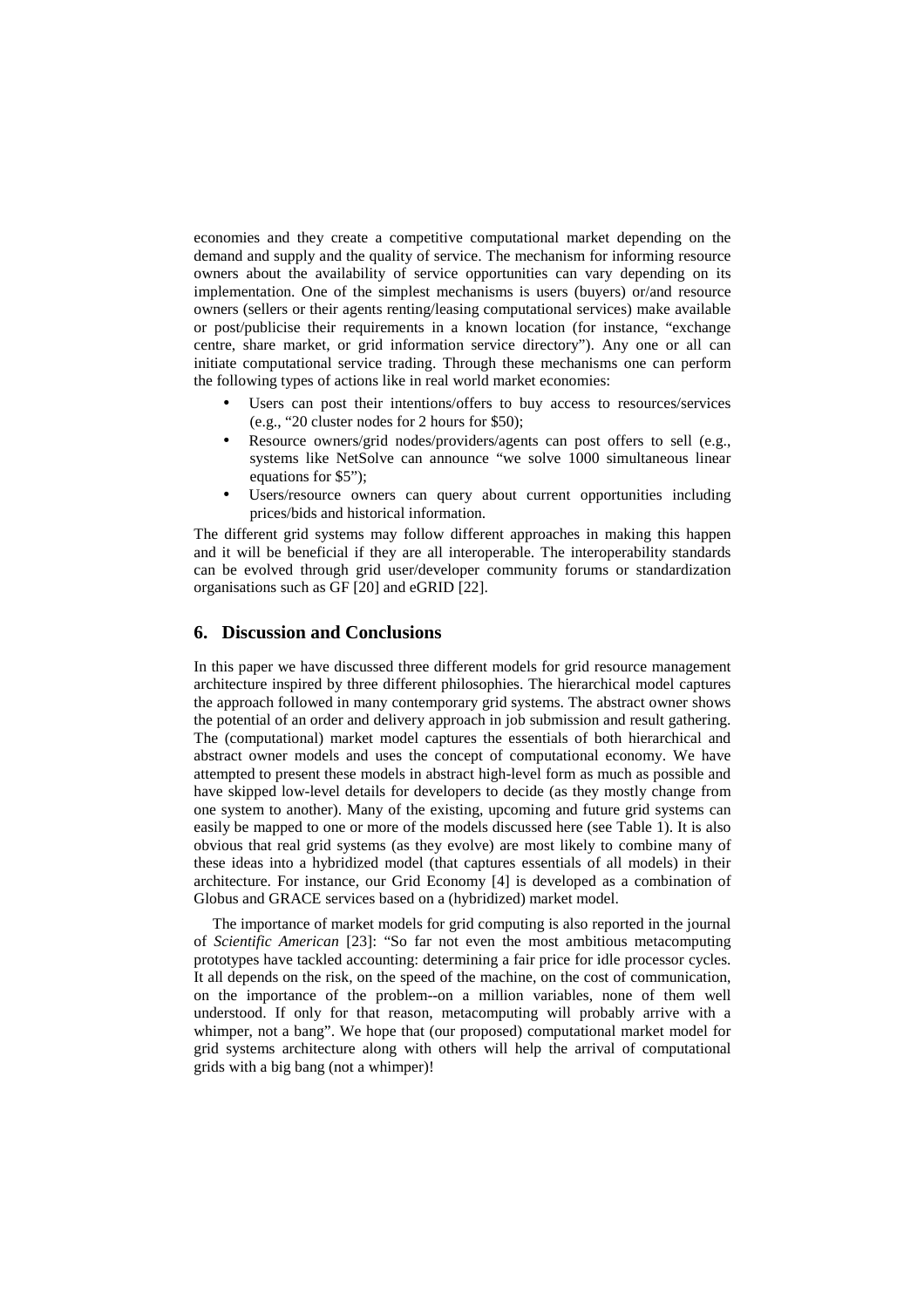economies and they create a competitive computational market depending on the demand and supply and the quality of service. The mechanism for informing resource owners about the availability of service opportunities can vary depending on its implementation. One of the simplest mechanisms is users (buyers) or/and resource owners (sellers or their agents renting/leasing computational services) make available or post/publicise their requirements in a known location (for instance, "exchange centre, share market, or grid information service directory"). Any one or all can initiate computational service trading. Through these mechanisms one can perform the following types of actions like in real world market economies:

- Users can post their intentions/offers to buy access to resources/services (e.g., "20 cluster nodes for 2 hours for $50);
- Resource owners/grid nodes/providers/agents can post offers to sell (e.g., systems like NetSolve can announce "we solve 1000 simultaneous linear equations for $5");
- Users/resource owners can query about current opportunities including prices/bids and historical information.

The different grid systems may follow different approaches in making this happen and it will be beneficial if they are all interoperable. The interoperability standards can be evolved through grid user/developer community forums or standardization organisations such as GF [20] and eGRID [22].

## 6. Discussion and Conclusions

In this paper we have discussed three different models for grid resource management architecture inspired by three different philosophies. The hierarchical model captures the approach followed in many contemporary grid systems. The abstract owner shows the potential of an order and delivery approach in job submission and result gathering. The (computational) market model captures the essentials of both hierarchical and abstract owner models and uses the concept of computational economy. We have attempted to present these models in abstract high-level form as much as possible and have skipped low-level details for developers to decide (as they mostly change from one system to another). Many of the existing, upcoming and future grid systems can easily be mapped to one or more of the models discussed here (see Table 1). It is also obvious that real grid systems (as they evolve) are most likely to combine many of these ideas into a hybridized model (that captures essentials of all models) in their architecture. For instance, our Grid Economy [4] is developed as a combination of Globus and GRACE services based on a (hybridized) market model.

The importance of market models for grid computing is also reported in the journal of *Scientific American* [23]: "So far not even the most ambitious metacomputing prototypes have tackled accounting: determining a fair price for idle processor cycles. It all depends on the risk, on the speed of the machine, on the cost of communication, on the importance of the problem--on a million variables, none of them well understood. If only for that reason, metacomputing will probably arrive with a whimper, not a bang". We hope that (our proposed) computational market model for grid systems architecture along with others will help the arrival of computational grids with a big bang (not a whimper)!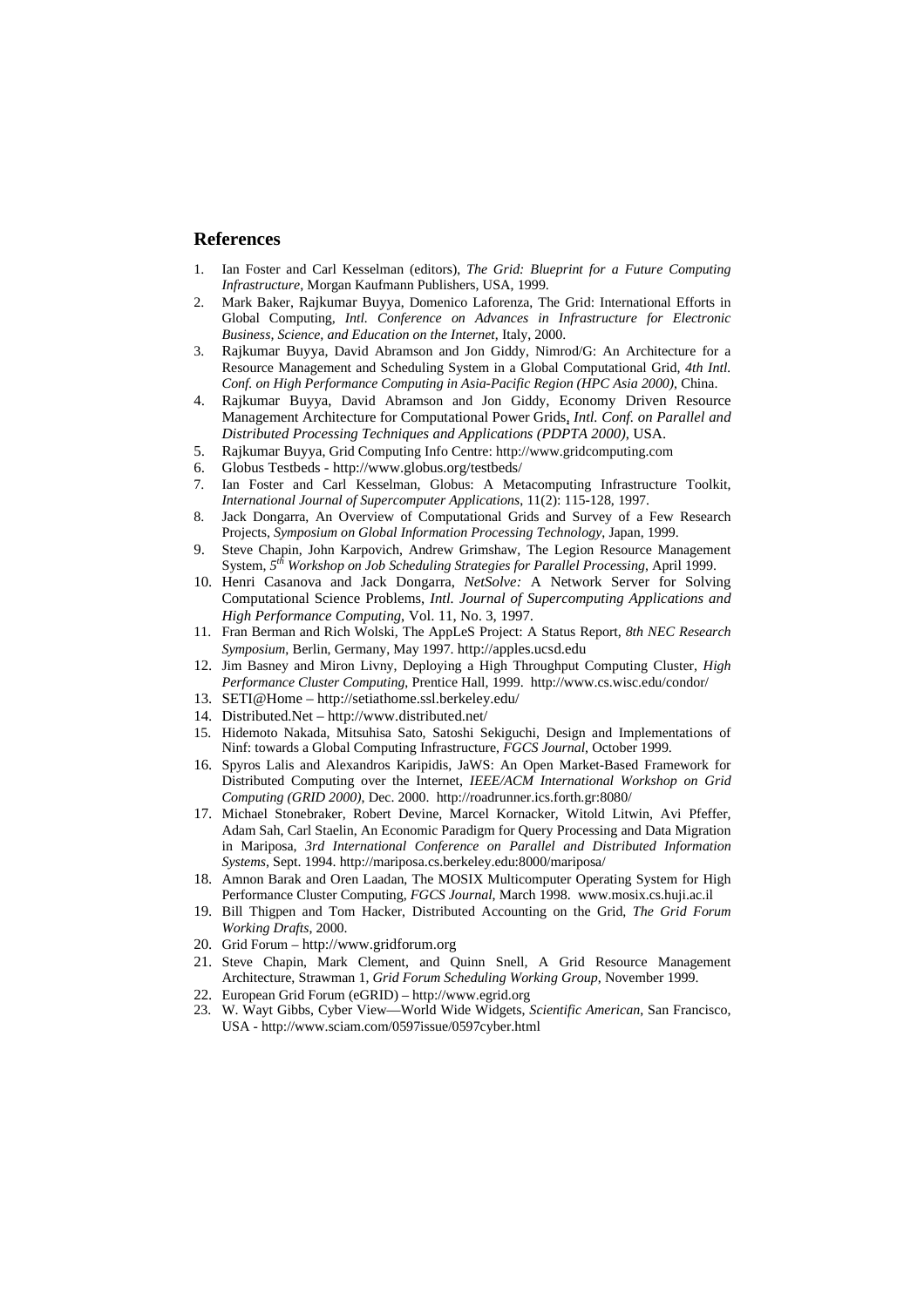## References

1. Ian Foster and Carl Kesselman (editors), *The Grid: Blueprint for a Future Computing Infrastructure*, Morgan Kaufmann Publishers, USA, 1999.
2. Mark Baker, Rajkumar Buyya, Domenico Laforenza, The Grid: International Efforts in Global Computing, *Intl. Conference on Advances in Infrastructure for Electronic Business, Science, and Education on the Internet*, Italy, 2000.
3. Rajkumar Buyya, David Abramson and Jon Giddy, Nimrod/G: An Architecture for a Resource Management and Scheduling System in a Global Computational Grid, *4th Intl. Conf. on High Performance Computing in Asia-Pacific Region (HPC Asia 2000)*, China.
4. Rajkumar Buyya, David Abramson and Jon Giddy, Economy Driven Resource Management Architecture for Computational Power Grids, *Intl. Conf. on Parallel and Distributed Processing Techniques and Applications (PDPTA 2000)*, USA.
5. Rajkumar Buyya, Grid Computing Info Centre: http://www.gridcomputing.com
6. Globus Testbeds - http://www.globus.org/testbeds/
7. Ian Foster and Carl Kesselman, Globus: A Metacomputing Infrastructure Toolkit, *International Journal of Supercomputer Applications*, 11(2): 115-128, 1997.
8. Jack Dongarra, An Overview of Computational Grids and Survey of a Few Research Projects, *Symposium on Global Information Processing Technology*, Japan, 1999.
9. Steve Chapin, John Karpovich, Andrew Grimshaw, The Legion Resource Management System, *5th Workshop on Job Scheduling Strategies for Parallel Processing*, April 1999.
10. Henri Casanova and Jack Dongarra, *NetSolve:* A Network Server for Solving Computational Science Problems, *Intl. Journal of Supercomputing Applications and High Performance Computing*, Vol. 11, No. 3, 1997.
11. Fran Berman and Rich Wolski, The AppLeS Project: A Status Report, *8th NEC Research Symposium*, Berlin, Germany, May 1997. http://apples.ucsd.edu
12. Jim Basney and Miron Livny, Deploying a High Throughput Computing Cluster, *High Performance Cluster Computing*, Prentice Hall, 1999. http://www.cs.wisc.edu/condor/
13. SETI@Home – http://setiathome.ssl.berkeley.edu/
14. Distributed.Net – http://www.distributed.net/
15. Hidemoto Nakada, Mitsuhisa Sato, Satoshi Sekiguchi, Design and Implementations of Ninf: towards a Global Computing Infrastructure, *FGCS Journal*, October 1999.
16. Spyros Lalis and Alexandros Karipidis, JaWS: An Open Market-Based Framework for Distributed Computing over the Internet, *IEEE/ACM International Workshop on Grid Computing (GRID 2000)*, Dec. 2000. http://roadrunner.ics.forth.gr:8080/
17. Michael Stonebraker, Robert Devine, Marcel Kornacker, Witold Litwin, Avi Pfeffer, Adam Sah, Carl Staelin, An Economic Paradigm for Query Processing and Data Migration in Mariposa, *3rd International Conference on Parallel and Distributed Information Systems*, Sept. 1994. http://mariposa.cs.berkeley.edu:8000/mariposa/
18. Amnon Barak and Oren Laadan, The MOSIX Multicomputer Operating System for High Performance Cluster Computing, *FGCS Journal*, March 1998. www.mosix.cs.huji.ac.il
19. Bill Thigpen and Tom Hacker, Distributed Accounting on the Grid, *The Grid Forum Working Drafts*, 2000.
20. Grid Forum – http://www.gridforum.org
21. Steve Chapin, Mark Clement, and Quinn Snell, A Grid Resource Management Architecture, Strawman 1, *Grid Forum Scheduling Working Group*, November 1999.
22. European Grid Forum (eGRID) – http://www.egrid.org
23. W. Wayt Gibbs, Cyber View—World Wide Widgets, *Scientific American*, San Francisco, USA - http://www.sciam.com/0597issue/0597cyber.html